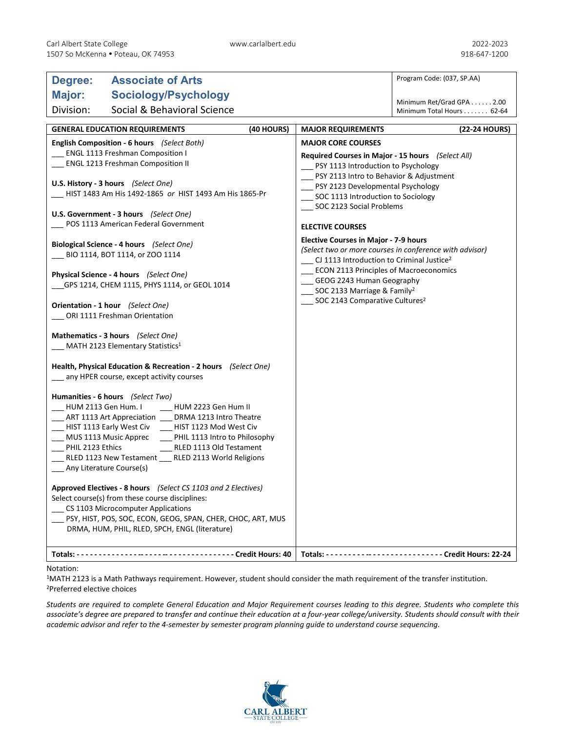Carl Albert State College
1507 So McKenna • Poteau, OK 74953

www.carlalbert.edu

2022-2023
918-647-1200

**Degree:** Associate of Arts
**Major:** Sociology/Psychology
**Division:** Social & Behavioral Science

Program Code: (037, SP.AA)

Minimum Ret/Grad GPA . . . . . . 2.00
Minimum Total Hours . . . . . . . 62-64

## GENERAL EDUCATION REQUIREMENTS (40 HOURS)

**English Composition - 6 hours** *(Select Both)*
___ ENGL 1113 Freshman Composition I
___ ENGL 1213 Freshman Composition II

**U.S. History - 3 hours** *(Select One)*
___ HIST 1483 Am His 1492-1865 *or* HIST 1493 Am His 1865-Pr

**U.S. Government - 3 hours** *(Select One)*
___ POS 1113 American Federal Government

**Biological Science - 4 hours** *(Select One)*
___ BIO 1114, BOT 1114, or ZOO 1114

**Physical Science - 4 hours** *(Select One)*
___GPS 1214, CHEM 1115, PHYS 1114, or GEOL 1014

**Orientation - 1 hour** *(Select One)*
___ ORI 1111 Freshman Orientation

**Mathematics - 3 hours** *(Select One)*
___ MATH 2123 Elementary Statistics[1]

**Health, Physical Education & Recreation - 2 hours** *(Select One)*
___ any HPER course, except activity courses

**Humanities - 6 hours** *(Select Two)*
___ HUM 2113 Gen Hum. I ___ HUM 2223 Gen Hum II
___ ART 1113 Art Appreciation ___ DRMA 1213 Intro Theatre
___ HIST 1113 Early West Civ ___ HIST 1123 Mod West Civ
___ MUS 1113 Music Apprec ___ PHIL 1113 Intro to Philosophy
___ PHIL 2123 Ethics ___ RLED 1113 Old Testament
___ RLED 1123 New Testament ___ RLED 2113 World Religions
___ Any Literature Course(s)

**Approved Electives - 8 hours** *(Select CS 1103 and 2 Electives)*
Select course(s) from these course disciplines:
___ CS 1103 Microcomputer Applications
___ PSY, HIST, POS, SOC, ECON, GEOG, SPAN, CHER, CHOC, ART, MUS DRMA, HUM, PHIL, RLED, SPCH, ENGL (literature)

**Totals: - - - - - - - - - - - - - - - - - - - - - - - - - - - - - - - - - - - Credit Hours: 40**

## MAJOR REQUIREMENTS (22-24 HOURS)

**MAJOR CORE COURSES**

**Required Courses in Major - 15 hours** *(Select All)*
___ PSY 1113 Introduction to Psychology
___ PSY 2113 Intro to Behavior & Adjustment
___ PSY 2123 Developmental Psychology
___ SOC 1113 Introduction to Sociology
___ SOC 2123 Social Problems

**ELECTIVE COURSES**

**Elective Courses in Major - 7-9 hours**
*(Select two or more courses in conference with advisor)*
___ CJ 1113 Introduction to Criminal Justice[2]
___ ECON 2113 Principles of Macroeconomics
___ GEOG 2243 Human Geography
___ SOC 2133 Marriage & Family[2]
___ SOC 2143 Comparative Cultures[2]

**Totals: - - - - - - - - - - - - - - - - - - - - - - - - - - - Credit Hours: 22-24**

Notation:
[1]MATH 2123 is a Math Pathways requirement. However, student should consider the math requirement of the transfer institution.
[2]Preferred elective choices

*Students are required to complete General Education and Major Requirement courses leading to this degree. Students who complete this associate's degree are prepared to transfer and continue their education at a four-year college/university. Students should consult with their academic advisor and refer to the 4-semester by semester program planning guide to understand course sequencing.*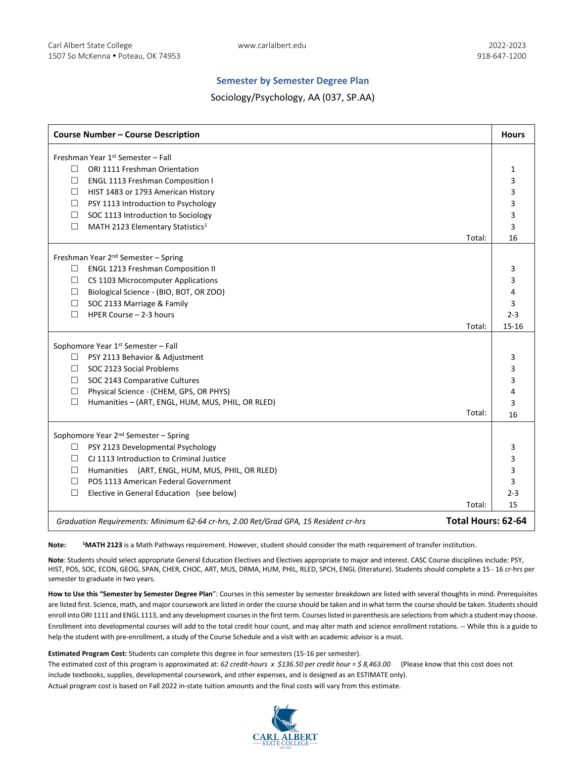Carl Albert State College
1507 So McKenna • Poteau, OK 74953

www.carlalbert.edu

2022-2023
918-647-1200

## Semester by Semester Degree Plan

Sociology/Psychology, AA (037, SP.AA)

| Course Number – Course Description | Hours |
|---|---|
| **Freshman Year 1st Semester – Fall** | |
| ☐ ORI 1111 Freshman Orientation | 1 |
| ☐ ENGL 1113 Freshman Composition I | 3 |
| ☐ HIST 1483 or 1793 American History | 3 |
| ☐ PSY 1113 Introduction to Psychology | 3 |
| ☐ SOC 1113 Introduction to Sociology | 3 |
| ☐ MATH 2123 Elementary Statistics[1] | 3 |
| Total: | 16 |
| **Freshman Year 2nd Semester – Spring** | |
| ☐ ENGL 1213 Freshman Composition II | 3 |
| ☐ CS 1103 Microcomputer Applications | 3 |
| ☐ Biological Science - (BIO, BOT, OR ZOO) | 4 |
| ☐ SOC 2133 Marriage & Family | 3 |
| ☐ HPER Course – 2-3 hours | 2-3 |
| Total: | 15-16 |
| **Sophomore Year 1st Semester – Fall** | |
| ☐ PSY 2113 Behavior & Adjustment | 3 |
| ☐ SOC 2123 Social Problems | 3 |
| ☐ SOC 2143 Comparative Cultures | 3 |
| ☐ Physical Science - (CHEM, GPS, OR PHYS) | 4 |
| ☐ Humanities – (ART, ENGL, HUM, MUS, PHIL, OR RLED) | 3 |
| Total: | 16 |
| **Sophomore Year 2nd Semester – Spring** | |
| ☐ PSY 2123 Developmental Psychology | 3 |
| ☐ CJ 1113 Introduction to Criminal Justice | 3 |
| ☐ Humanities (ART, ENGL, HUM, MUS, PHIL, OR RLED) | 3 |
| ☐ POS 1113 American Federal Government | 3 |
| ☐ Elective in General Education (see below) | 2-3 |
| Total: | 15 |
| *Graduation Requirements: Minimum 62-64 cr-hrs, 2.00 Ret/Grad GPA, 15 Resident cr-hrs* | **Total Hours: 62-64** |

**Note:** [1]**MATH 2123** is a Math Pathways requirement. However, student should consider the math requirement of transfer institution.

**Note**: Students should select appropriate General Education Electives and Electives appropriate to major and interest. CASC Course disciplines include: PSY, HIST, POS, SOC, ECON, GEOG, SPAN, CHER, CHOC, ART, MUS, DRMA, HUM, PHIL, RLED, SPCH, ENGL (literature). Students should complete a 15 - 16 cr-hrs per semester to graduate in two years.

**How to Use this "Semester by Semester Degree Plan"**: Courses in this semester by semester breakdown are listed with several thoughts in mind. Prerequisites are listed first. Science, math, and major coursework are listed in order the course should be taken and in what term the course should be taken. Students should enroll into ORI 1111 and ENGL 1113, and any development courses in the first term. Courses listed in parenthesis are selections from which a student may choose. Enrollment into developmental courses will add to the total credit hour count, and may alter math and science enrollment rotations. -- While this is a guide to help the student with pre-enrollment, a study of the Course Schedule and a visit with an academic advisor is a must.

**Estimated Program Cost:** Students can complete this degree in four semesters (15-16 per semester).
The estimated cost of this program is approximated at: *62 credit-hours x $136.50 per credit hour = $ 8,463.00* (Please know that this cost does not include textbooks, supplies, developmental coursework, and other expenses, and is designed as an ESTIMATE only).
Actual program cost is based on Fall 2022 in-state tuition amounts and the final costs will vary from this estimate.

CARL ALBERT STATE COLLEGE EST. 1933